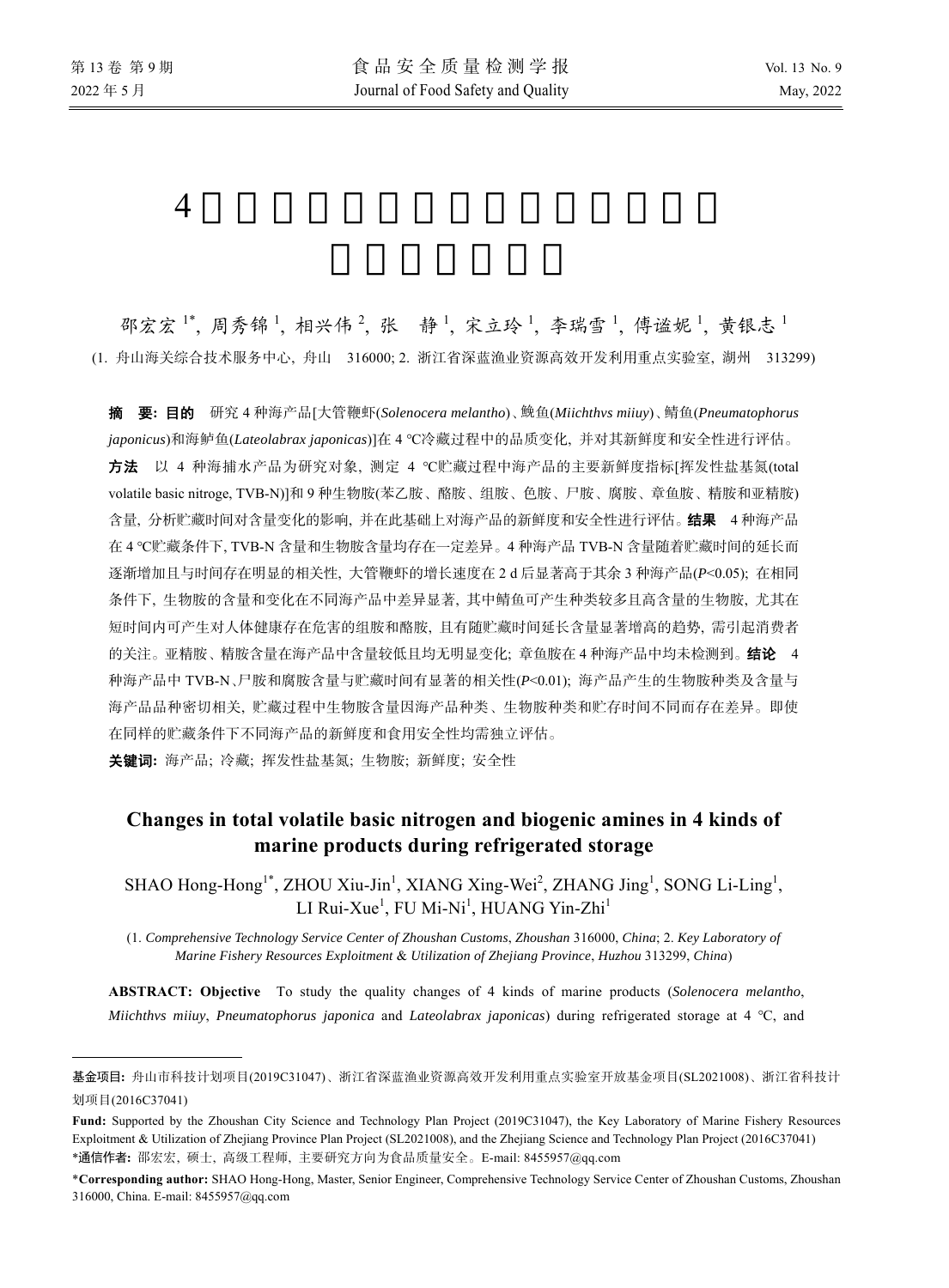# 4种海产品冷藏过程中挥发性盐基氮和生物胺的变化

邵宏宏[1*], 周秀锦[1], 相兴伟[2], 张　静[1], 宋立玲[1], 李瑞雪[1], 傅谧妮[1], 黄银志[1]

(1. 舟山海关综合技术服务中心, 舟山　316000; 2. 浙江省深蓝渔业资源高效开发利用重点实验室, 湖州　313299)

**摘　要: 目的**　研究4种海产品[大管鞭虾(*Solenocera melantho*)、鮸鱼(*Miichthvs miiuy*)、鲭鱼(*Pneumatophorus japonicus*)和海鲈鱼(*Lateolabrax japonicas*)]在4 ℃冷藏过程中的品质变化, 并对其新鲜度和安全性进行评估。**方法**　以4种海捕水产品为研究对象, 测定4 ℃贮藏过程中海产品的主要新鲜度指标[挥发性盐基氮(total volatile basic nitroge, TVB-N)]和9种生物胺(苯乙胺、酪胺、组胺、色胺、尸胺、腐胺、章鱼胺、精胺和亚精胺)含量, 分析贮藏时间对含量变化的影响, 并在此基础上对海产品的新鲜度和安全性进行评估。**结果**　4种海产品在4 ℃贮藏条件下, TVB-N含量和生物胺含量均存在一定差异。4种海产品TVB-N含量随着贮藏时间的延长而逐渐增加且与时间存在明显的相关性, 大管鞭虾的增长速度在2 d后显著高于其余3种海产品($P<0.05$); 在相同条件下, 生物胺的含量和变化在不同海产品中差异显著, 其中鲭鱼可产生种类较多且高含量的生物胺, 尤其在短时间内可产生对人体健康存在危害的组胺和酪胺, 且有随贮藏时间延长含量显著增高的趋势, 需引起消费者的关注。亚精胺、精胺含量在海产品中含量较低且均无明显变化; 章鱼胺在4种海产品中均未检测到。**结论**　4种海产品中TVB-N、尸胺和腐胺含量与贮藏时间有显著的相关性($P<0.01$); 海产品产生的生物胺种类及含量与海产品品种密切相关, 贮藏过程中生物胺含量因海产品种类、生物胺种类和贮存时间不同而存在差异。即使在同样的贮藏条件下不同海产品的新鲜度和食用安全性均需独立评估。

**关键词:** 海产品; 冷藏; 挥发性盐基氮; 生物胺; 新鲜度; 安全性

## Changes in total volatile basic nitrogen and biogenic amines in 4 kinds of marine products during refrigerated storage

SHAO Hong-Hong[1*], ZHOU Xiu-Jin[1], XIANG Xing-Wei[2], ZHANG Jing[1], SONG Li-Ling[1], LI Rui-Xue[1], FU Mi-Ni[1], HUANG Yin-Zhi[1]

(1. *Comprehensive Technology Service Center of Zhoushan Customs*, *Zhoushan* 316000, *China*; 2. *Key Laboratory of Marine Fishery Resources Exploitment & Utilization of Zhejiang Province*, *Huzhou* 313299, *China*)

**ABSTRACT: Objective**　To study the quality changes of 4 kinds of marine products (*Solenocera melantho*, *Miichthvs miiuy*, *Pneumatophorus japonica* and *Lateolabrax japonicas*) during refrigerated storage at 4 ℃, and

---

**基金项目:** 舟山市科技计划项目(2019C31047)、浙江省深蓝渔业资源高效开发利用重点实验室开放基金项目(SL2021008)、浙江省科技计划项目(2016C37041)

**Fund:** Supported by the Zhoushan City Science and Technology Plan Project (2019C31047), the Key Laboratory of Marine Fishery Resources Exploitment & Utilization of Zhejiang Province Plan Project (SL2021008), and the Zhejiang Science and Technology Plan Project (2016C37041)

***通信作者:** 邵宏宏, 硕士, 高级工程师, 主要研究方向为食品质量安全。E-mail: 8455957@qq.com

***Corresponding author:** SHAO Hong-Hong, Master, Senior Engineer, Comprehensive Technology Service Center of Zhoushan Customs, Zhoushan 316000, China. E-mail: 8455957@qq.com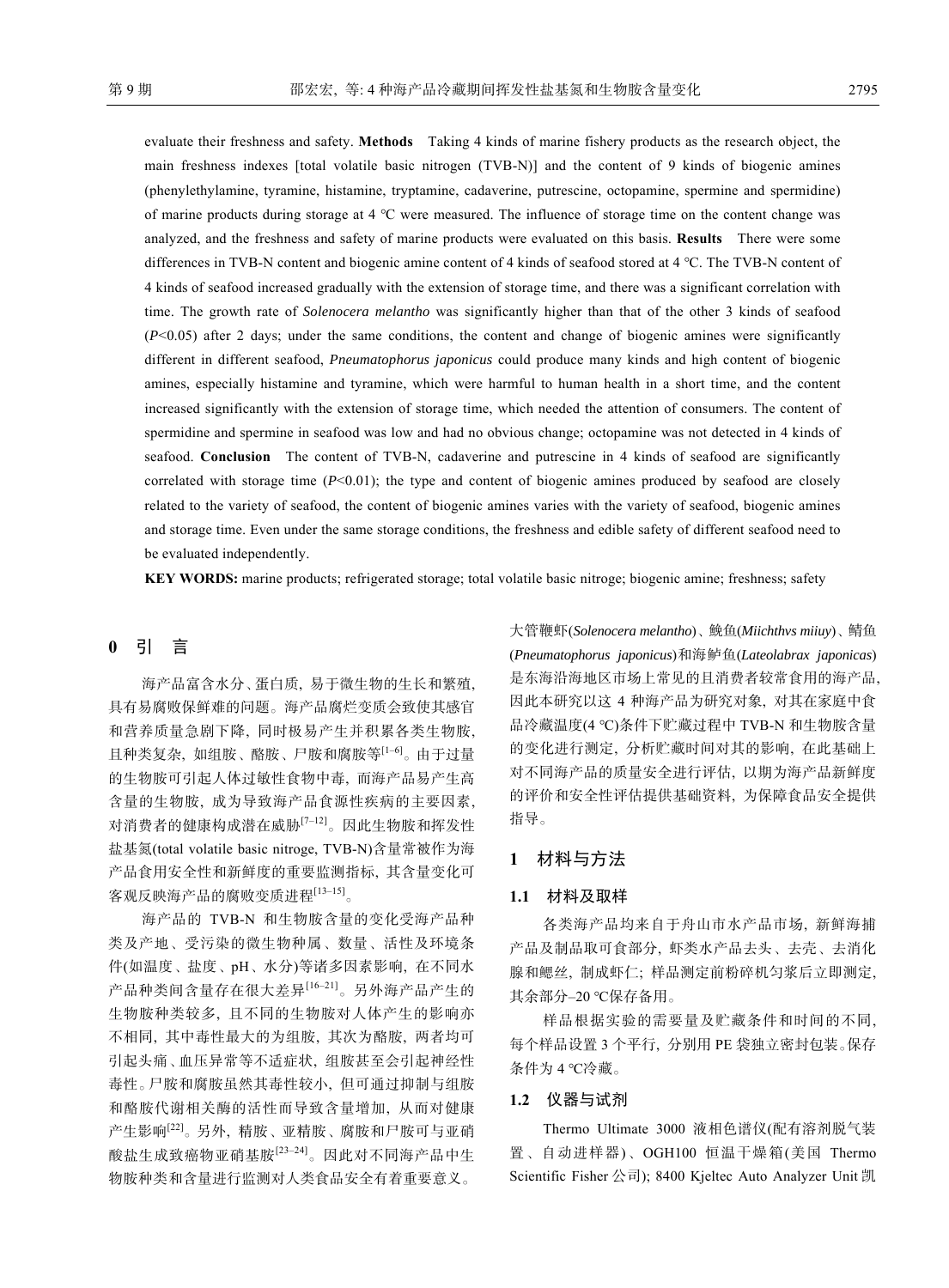evaluate their freshness and safety. **Methods** Taking 4 kinds of marine fishery products as the research object, the main freshness indexes [total volatile basic nitrogen (TVB-N)] and the content of 9 kinds of biogenic amines (phenylethylamine, tyramine, histamine, tryptamine, cadaverine, putrescine, octopamine, spermine and spermidine) of marine products during storage at 4 ℃ were measured. The influence of storage time on the content change was analyzed, and the freshness and safety of marine products were evaluated on this basis. **Results** There were some differences in TVB-N content and biogenic amine content of 4 kinds of seafood stored at 4 ℃. The TVB-N content of 4 kinds of seafood increased gradually with the extension of storage time, and there was a significant correlation with time. The growth rate of *Solenocera melantho* was significantly higher than that of the other 3 kinds of seafood ($P$<0.05) after 2 days; under the same conditions, the content and change of biogenic amines were significantly different in different seafood, *Pneumatophorus japonicus* could produce many kinds and high content of biogenic amines, especially histamine and tyramine, which were harmful to human health in a short time, and the content increased significantly with the extension of storage time, which needed the attention of consumers. The content of spermidine and spermine in seafood was low and had no obvious change; octopamine was not detected in 4 kinds of seafood. **Conclusion** The content of TVB-N, cadaverine and putrescine in 4 kinds of seafood are significantly correlated with storage time ($P$<0.01); the type and content of biogenic amines produced by seafood are closely related to the variety of seafood, the content of biogenic amines varies with the variety of seafood, biogenic amines and storage time. Even under the same storage conditions, the freshness and edible safety of different seafood need to be evaluated independently.

**KEY WORDS:** marine products; refrigerated storage; total volatile basic nitroge; biogenic amine; freshness; safety

## 0 引 言

海产品富含水分、蛋白质, 易于微生物的生长和繁殖, 具有易腐败保鲜难的问题。海产品腐烂变质会致使其感官和营养质量急剧下降, 同时极易产生并积累各类生物胺, 且种类复杂, 如组胺、酪胺、尸胺和腐胺等[1–6]。由于过量的生物胺可引起人体过敏性食物中毒, 而海产品易产生高含量的生物胺, 成为导致海产品食源性疾病的主要因素, 对消费者的健康构成潜在威胁[7–12]。因此生物胺和挥发性盐基氮(total volatile basic nitroge, TVB-N)含量常被作为海产品食用安全性和新鲜度的重要监测指标, 其含量变化可客观反映海产品的腐败变质进程[13–15]。

海产品的 TVB-N 和生物胺含量的变化受海产品种类及产地、受污染的微生物种属、数量、活性及环境条件(如温度、盐度、pH、水分)等诸多因素影响, 在不同水产品种类间含量存在很大差异[16–21]。另外海产品产生的生物胺种类较多, 且不同的生物胺对人体产生的影响亦不相同, 其中毒性最大的为组胺, 其次为酪胺, 两者均可引起头痛、血压异常等不适症状, 组胺甚至会引起神经性毒性。尸胺和腐胺虽然其毒性较小, 但可通过抑制与组胺和酪胺代谢相关酶的活性而导致含量增加, 从而对健康产生影响[22]。另外, 精胺、亚精胺、腐胺和尸胺可与亚硝酸盐生成致癌物亚硝基胺[23–24]。因此对不同海产品中生物胺种类和含量进行监测对人类食品安全有着重要意义。

大管鞭虾(*Solenocera melantho*)、鮸鱼(*Miichthvs miiuy*)、鲭鱼(*Pneumatophorus japonicus*)和海鲈鱼(*Lateolabrax japonicas*)是东海沿海地区市场上常见的且消费者较常食用的海产品, 因此本研究以这 4 种海产品为研究对象, 对其在家庭中食品冷藏温度(4 ℃)条件下贮藏过程中 TVB-N 和生物胺含量的变化进行测定, 分析贮藏时间对其的影响, 在此基础上对不同海产品的质量安全进行评估, 以期为海产品新鲜度的评价和安全性评估提供基础资料, 为保障食品安全提供指导。

## 1 材料与方法

### 1.1 材料及取样

各类海产品均来自于舟山市水产品市场, 新鲜海捕产品及制品取可食部分, 虾类水产品去头、去壳、去消化腺和鳃丝, 制成虾仁; 样品测定前粉碎机匀浆后立即测定, 其余部分–20 ℃保存备用。

样品根据实验的需要量及贮藏条件和时间的不同, 每个样品设置 3 个平行, 分别用 PE 袋独立密封包装。保存条件为 4 ℃冷藏。

### 1.2 仪器与试剂

Thermo Ultimate 3000 液相色谱仪(配有溶剂脱气装置、自动进样器)、OGH100 恒温干燥箱(美国 Thermo Scientific Fisher 公司); 8400 Kjeltec Auto Analyzer Unit 凯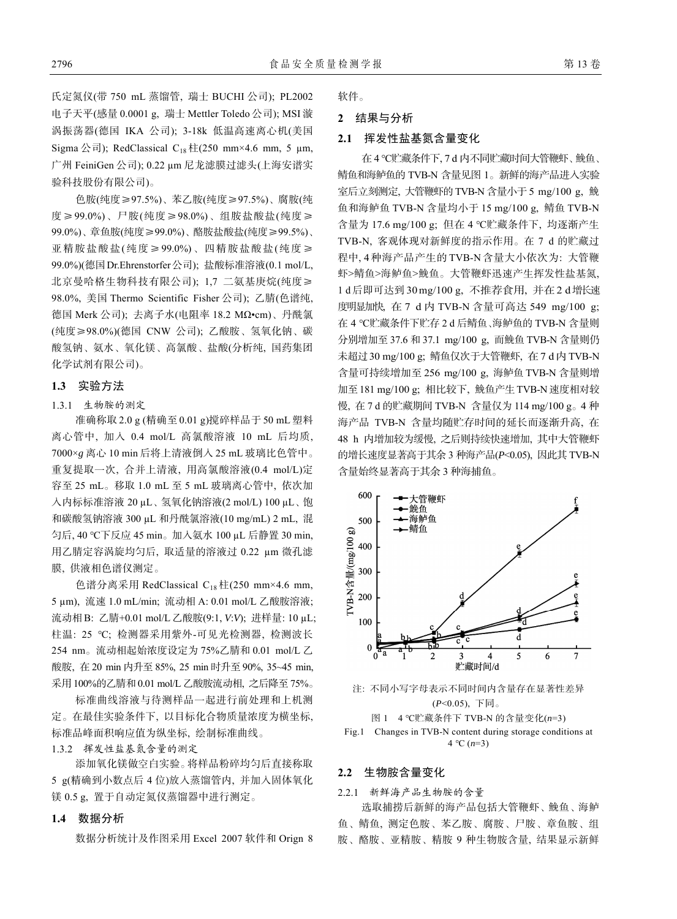氏定氮仪(带 750 mL 蒸馏管，瑞士 BUCHI 公司); PL2002 电子天平(感量 0.0001 g，瑞士 Mettler Toledo 公司); MSI 旋涡振荡器(德国 IKA 公司); 3-18k 低温高速离心机(美国 Sigma 公司); RedClassical $C_{18}$ 柱(250 mm×4.6 mm, 5 μm, 广州 FeiniGen 公司); 0.22 μm 尼龙滤膜过滤头(上海安谱实验科技股份有限公司)。

色胺(纯度≥97.5%)、苯乙胺(纯度≥97.5%)、腐胺(纯度≥99.0%)、尸胺(纯度≥98.0%)、组胺盐酸盐(纯度≥99.0%)、章鱼胺(纯度≥99.0%)、酪胺盐酸盐(纯度≥99.5%)、亚精胺盐酸盐(纯度≥99.0%)、四精胺盐酸盐(纯度≥99.0%)(德国 Dr.Ehrenstorfer 公司); 盐酸标准溶液(0.1 mol/L, 北京曼哈格生物科技有限公司); 1,7 二氨基庚烷(纯度≥98.0%, 美国 Thermo Scientific Fisher 公司); 乙腈(色谱纯, 德国 Merk 公司); 去离子水(电阻率 18.2 MΩ•cm)、丹酰氯(纯度≥98.0%)(德国 CNW 公司); 乙酸胺、氢氧化钠、碳酸氢钠、氨水、氧化镁、高氯酸、盐酸(分析纯, 国药集团化学试剂有限公司)。

### 1.3 实验方法

#### 1.3.1 生物胺的测定

准确称取 2.0 g (精确至 0.01 g)搅碎样品于 50 mL 塑料离心管中, 加入 0.4 mol/L 高氯酸溶液 10 mL 后均质, 7000×*g* 离心 10 min 后将上清液倒入 25 mL 玻璃比色管中。重复提取一次, 合并上清液, 用高氯酸溶液(0.4 mol/L)定容至 25 mL。移取 1.0 mL 至 5 mL 玻璃离心管中, 依次加入内标标准溶液 20 μL、氢氧化钠溶液(2 mol/L) 100 μL、饱和碳酸氢钠溶液 300 μL 和丹酰氯溶液(10 mg/mL) 2 mL, 混匀后, 40 ℃下反应 45 min。加入氨水 100 μL 后静置 30 min, 用乙腈定容涡旋均匀后, 取适量的溶液过 0.22 μm 微孔滤膜, 供液相色谱仪测定。

色谱分离采用 RedClassical $C_{18}$ 柱(250 mm×4.6 mm, 5 μm), 流速 1.0 mL/min; 流动相 A: 0.01 mol/L 乙酸胺溶液; 流动相 B: 乙腈+0.01 mol/L 乙酸胺(9:1, *V*:*V*); 进样量: 10 μL; 柱温: 25 ℃; 检测器采用紫外-可见光检测器, 检测波长 254 nm。流动相起始浓度设定为 75%乙腈和 0.01 mol/L 乙酸胺, 在 20 min 内升至 85%, 25 min 时升至 90%, 35~45 min, 采用 100%的乙腈和 0.01 mol/L 乙酸胺流动相, 之后降至 75%。

标准曲线溶液与待测样品一起进行前处理和上机测定。在最佳实验条件下, 以目标化合物质量浓度为横坐标, 标准品峰面积响应值为纵坐标, 绘制标准曲线。

#### 1.3.2 挥发性盐基氮含量的测定

添加氧化镁做空白实验。将样品粉碎均匀后直接称取 5 g(精确到小数点后 4 位)放入蒸馏管内, 并加入固体氧化镁 0.5 g, 置于自动定氮仪蒸馏器中进行测定。

### 1.4 数据分析

数据分析统计及作图采用 Excel 2007 软件和 Orign 8 软件。

## 2 结果与分析

### 2.1 挥发性盐基氮含量变化

在 4 ℃贮藏条件下, 7 d 内不同贮藏时间大管鞭虾、鮸鱼、鲳鱼和海鲈鱼的 TVB-N 含量见图 1。新鲜的海产品进入实验室后立刻测定, 大管鞭虾的 TVB-N 含量小于 5 mg/100 g, 鮸鱼和海鲈鱼 TVB-N 含量均小于 15 mg/100 g, 鲳鱼 TVB-N 含量为 17.6 mg/100 g; 但在 4 ℃贮藏条件下, 均逐渐产生 TVB-N, 客观体现对新鲜度的指示作用。在 7 d 的贮藏过程中, 4 种海产品产生的 TVB-N 含量大小依次为: 大管鞭虾>鲳鱼>海鲈鱼>鮸鱼。大管鞭虾迅速产生挥发性盐基氮, 1 d 后即可达到 30 mg/100 g, 不推荐食用, 并在 2 d 增长速度明显加快, 在 7 d 内 TVB-N 含量可高达 549 mg/100 g; 在 4 ℃贮藏条件下贮存 2 d 后鲳鱼、海鲈鱼的 TVB-N 含量则分别增加至 37.6 和 37.1 mg/100 g, 而鮸鱼 TVB-N 含量则仍未超过 30 mg/100 g; 鲳鱼仅次于大管鞭虾, 在 7 d 内 TVB-N 含量可持续增加至 256 mg/100 g, 海鲈鱼 TVB-N 含量则增加至 181 mg/100 g; 相比较下, 鮸鱼产生 TVB-N 速度相对较慢, 在 7 d 的贮藏期间 TVB-N 含量仅为 114 mg/100 g。4 种海产品 TVB-N 含量均随贮存时间的延长而逐渐升高, 在 48 h 内增加较为缓慢, 之后则持续快速增加, 其中大管鞭虾的增长速度显著高于其余 3 种海产品($P<0.05$), 因此其 TVB-N 含量始终显著高于其余 3 种海捕鱼。

注: 不同小写字母表示不同时间内含量存在显著性差异($P<0.05$), 下同。

图 1 4 ℃贮藏条件下 TVB-N 的含量变化($n$=3)

Fig.1 Changes in TVB-N content during storage conditions at 4 ℃ ($n$=3)

### 2.2 生物胺含量变化

#### 2.2.1 新鲜海产品生物胺的含量

选取捕捞后新鲜的海产品包括大管鞭虾、鮸鱼、海鲈鱼、鲳鱼, 测定色胺、苯乙胺、腐胺、尸胺、章鱼胺、组胺、酪胺、亚精胺、精胺 9 种生物胺含量, 结果显示新鲜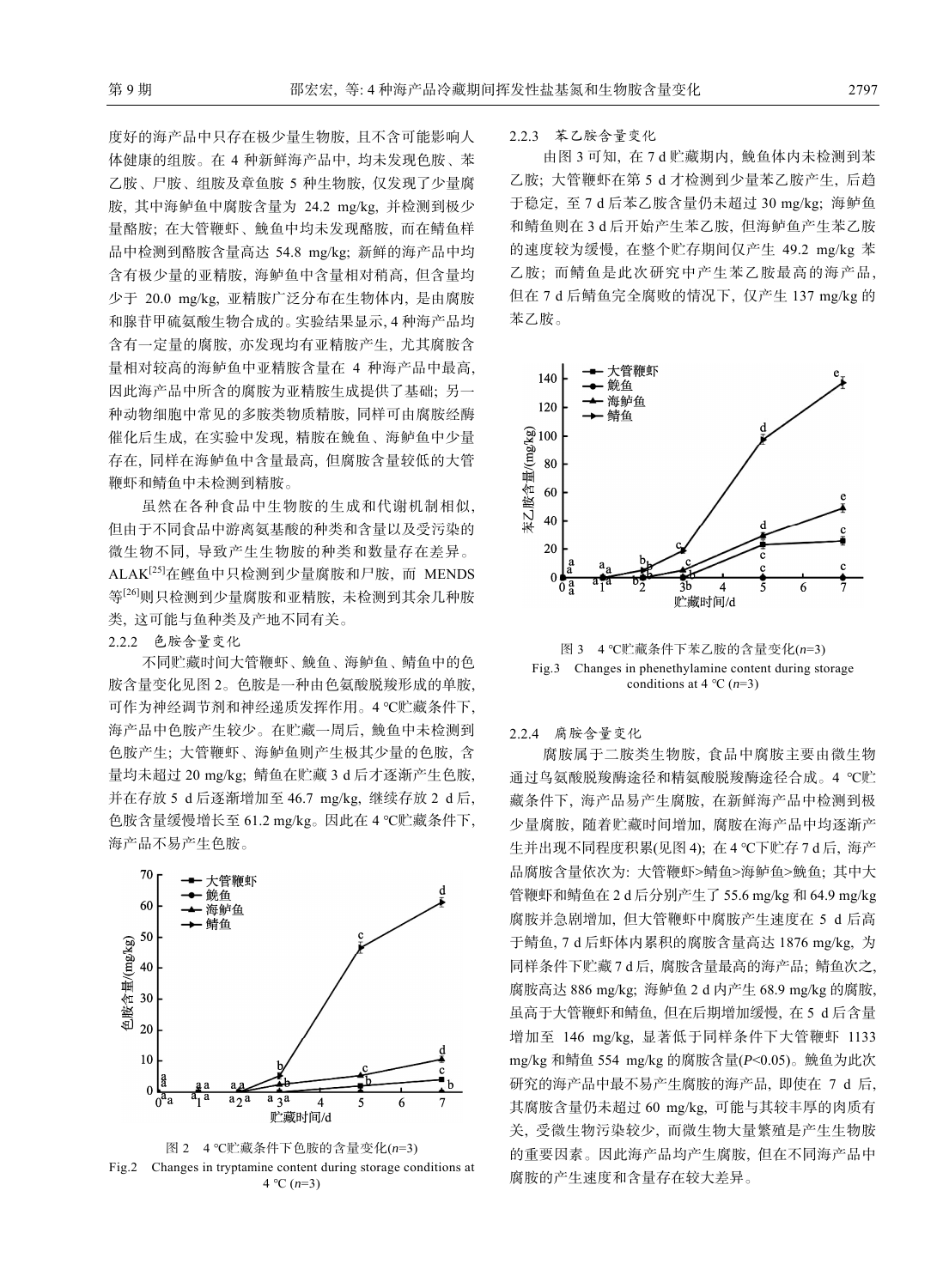度好的海产品中只存在极少量生物胺，且不含可能影响人体健康的组胺。在 4 种新鲜海产品中，均未发现色胺、苯乙胺、尸胺、组胺及章鱼胺 5 种生物胺，仅发现了少量腐胺，其中海鲈鱼中腐胺含量为 24.2 mg/kg，并检测到极少量酪胺；在大管鞭虾、鮸鱼中均未发现酪胺，而在鲭鱼样品中检测到酪胺含量高达 54.8 mg/kg；新鲜的海产品中均含有极少量的亚精胺，海鲈鱼中含量相对稍高，但含量均少于 20.0 mg/kg，亚精胺广泛分布在生物体内，是由腐胺和腺苷甲硫氨酸生物合成的。实验结果显示，4 种海产品均含有一定量的腐胺，亦发现均有亚精胺产生，尤其腐胺含量相对较高的海鲈鱼中亚精胺含量在 4 种海产品中最高，因此海产品中所含的腐胺为亚精胺生成提供了基础；另一种动物细胞中常见的多胺类物质精胺，同样可由腐胺经酶催化后生成，在实验中发现，精胺在鮸鱼、海鲈鱼中少量存在，同样在海鲈鱼中含量最高，但腐胺含量较低的大管鞭虾和鲭鱼中未检测到精胺。

虽然在各种食品中生物胺的生成和代谢机制相似，但由于不同食品中游离氨基酸的种类和含量以及受污染的微生物不同，导致产生生物胺的种类和数量存在差异。ALAK[25]在鲣鱼中只检测到少量腐胺和尸胺，而 MENDS 等[26]则只检测到少量腐胺和亚精胺，未检测到其余几种胺类，这可能与鱼种类及产地不同有关。

### 2.2.2 色胺含量变化

不同贮藏时间大管鞭虾、鮸鱼、海鲈鱼、鲭鱼中的色胺含量变化见图 2。色胺是一种由色氨酸脱羧形成的单胺，可作为神经调节剂和神经递质发挥作用。4 ℃贮藏条件下，海产品中色胺产生较少。在贮藏一周后，鮸鱼中未检测到色胺产生；大管鞭虾、海鲈鱼则产生极其少量的色胺，含量均未超过 20 mg/kg；鲭鱼在贮藏 3 d 后才逐渐产生色胺，并在存放 5 d 后逐渐增加至 46.7 mg/kg，继续存放 2 d 后，色胺含量缓慢增长至 61.2 mg/kg。因此在 4 ℃贮藏条件下，海产品不易产生色胺。

图 2 4 ℃贮藏条件下色胺的含量变化($n$=3)

Fig.2 Changes in tryptamine content during storage conditions at 4 ℃ ($n$=3)

### 2.2.3 苯乙胺含量变化

由图 3 可知，在 7 d 贮藏期内，鮸鱼体内未检测到苯乙胺；大管鞭虾在第 5 d 才检测到少量苯乙胺产生，后趋于稳定，至 7 d 后苯乙胺含量仍未超过 30 mg/kg；海鲈鱼和鲭鱼则在 3 d 后开始产生苯乙胺，但海鲈鱼产生苯乙胺的速度较为缓慢，在整个贮存期间仅产生 49.2 mg/kg 苯乙胺；而鲭鱼是此次研究中产生苯乙胺最高的海产品，但在 7 d 后鲭鱼完全腐败的情况下，仅产生 137 mg/kg 的苯乙胺。

图 3 4 ℃贮藏条件下苯乙胺的含量变化($n$=3)

Fig.3 Changes in phenethylamine content during storage conditions at 4 ℃ ($n$=3)

### 2.2.4 腐胺含量变化

腐胺属于二胺类生物胺，食品中腐胺主要由微生物通过鸟氨酸脱羧酶途径和精氨酸脱羧酶途径合成。4 ℃贮藏条件下，海产品易产生腐胺，在新鲜海产品中检测到极少量腐胺，随着贮藏时间增加，腐胺在海产品中均逐渐产生并出现不同程度积累(见图 4)；在 4 ℃下贮存 7 d 后，海产品腐胺含量依次为：大管鞭虾>鲭鱼>海鲈鱼>鮸鱼；其中大管鞭虾和鲭鱼在 2 d 后分别产生了 55.6 mg/kg 和 64.9 mg/kg 腐胺并急剧增加，但大管鞭虾中腐胺产生速度在 5 d 后高于鲭鱼，7 d 后虾体内累积的腐胺含量高达 1876 mg/kg，为同样条件下贮藏 7 d 后，腐胺含量最高的海产品；鲭鱼次之，腐胺高达 886 mg/kg；海鲈鱼 2 d 内产生 68.9 mg/kg 的腐胺，虽高于大管鞭虾和鲭鱼，但在后期增加缓慢，在 5 d 后含量增加至 146 mg/kg，显著低于同样条件下大管鞭虾 1133 mg/kg 和鲭鱼 554 mg/kg 的腐胺含量($P$<0.05)。鮸鱼为此次研究的海产品中最不易产生腐胺的海产品，即使在 7 d 后，其腐胺含量仍未超过 60 mg/kg，可能与其较丰厚的肉质有关，受微生物污染较少，而微生物大量繁殖是产生生物胺的重要因素。因此海产品均产生腐胺，但在不同海产品中腐胺的产生速度和含量存在较大差异。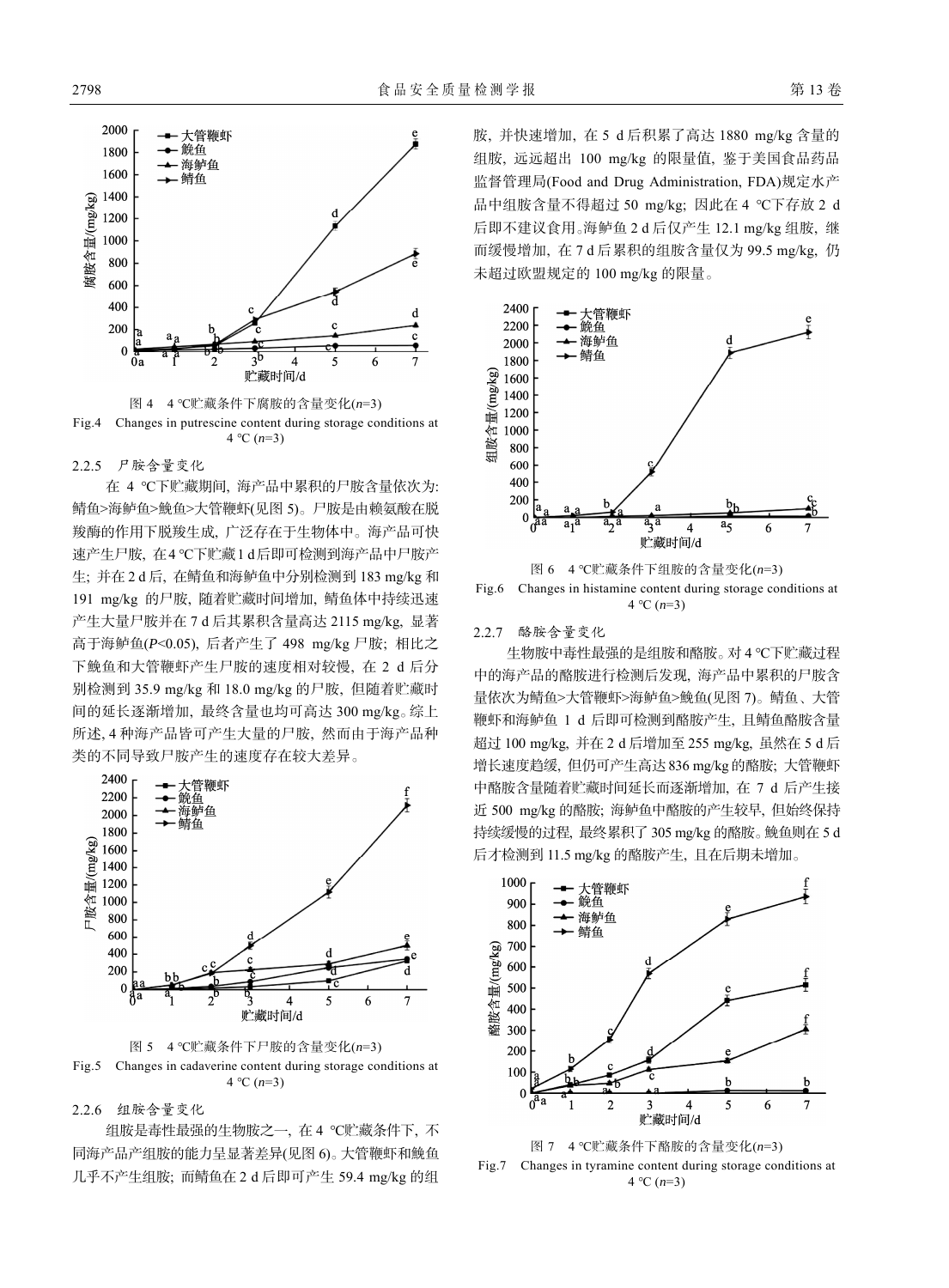图 4　4 ℃贮藏条件下腐胺的含量变化(*n*=3)

Fig.4　Changes in putrescine content during storage conditions at 4 ℃ (*n*=3)

### 2.2.5　尸胺含量变化

在 4 ℃下贮藏期间, 海产品中累积的尸胺含量依次为: 鲭鱼>海鲈鱼>鮟鱼>大管鞭虾(见图 5)。尸胺是由赖氨酸在脱羧酶的作用下脱羧生成, 广泛存在于生物体中。海产品可快速产生尸胺, 在4 ℃下贮藏1 d后即可检测到海产品中尸胺产生; 并在 2 d 后, 在鲭鱼和海鲈鱼中分别检测到 183 mg/kg 和 191 mg/kg 的尸胺, 随着贮藏时间增加, 鲭鱼体中持续迅速产生大量尸胺并在 7 d 后其累积含量高达 2115 mg/kg, 显著高于海鲈鱼($P$<0.05), 后者产生了 498 mg/kg 尸胺; 相比之下鮟鱼和大管鞭虾产生尸胺的速度相对较慢, 在 2 d 后分别检测到 35.9 mg/kg 和 18.0 mg/kg 的尸胺, 但随着贮藏时间的延长逐渐增加, 最终含量也均可高达 300 mg/kg。综上所述, 4 种海产品皆可产生大量的尸胺, 然而由于海产品种类的不同导致尸胺产生的速度存在较大差异。

图 5　4 ℃贮藏条件下尸胺的含量变化(*n*=3)

Fig.5　Changes in cadaverine content during storage conditions at 4 ℃ (*n*=3)

### 2.2.6　组胺含量变化

组胺是毒性最强的生物胺之一, 在 4 ℃贮藏条件下, 不同海产品产组胺的能力呈显著差异(见图 6)。大管鞭虾和鮟鱼几乎不产生组胺; 而鲭鱼在 2 d 后即可产生 59.4 mg/kg 的组胺, 并快速增加, 在 5 d 后积累了高达 1880 mg/kg 含量的组胺, 远远超出 100 mg/kg 的限量值, 鉴于美国食品药品监督管理局(Food and Drug Administration, FDA)规定水产品中组胺含量不得超过 50 mg/kg; 因此在 4 ℃下存放 2 d 后即不建议食用。海鲈鱼 2 d 后仅产生 12.1 mg/kg 组胺, 继而缓慢增加, 在 7 d 后累积的组胺含量仅为 99.5 mg/kg, 仍未超过欧盟规定的 100 mg/kg 的限量。

图 6　4 ℃贮藏条件下组胺的含量变化(*n*=3)

Fig.6　Changes in histamine content during storage conditions at 4 ℃ (*n*=3)

### 2.2.7　酪胺含量变化

生物胺中毒性最强的是组胺和酪胺。对 4 ℃下贮藏过程中的海产品的酪胺进行检测后发现, 海产品中累积的尸胺含量依次为鲭鱼>大管鞭虾>海鲈鱼>鮟鱼(见图 7)。鲭鱼、大管鞭虾和海鲈鱼 1 d 后即可检测到酪胺产生, 且鲭鱼酪胺含量超过 100 mg/kg, 并在 2 d 后增加至 255 mg/kg, 虽然在 5 d 后增长速度趋缓, 但仍可产生高达 836 mg/kg 的酪胺; 大管鞭虾中酪胺含量随着贮藏时间延长而逐渐增加, 在 7 d 后产生接近 500 mg/kg 的酪胺; 海鲈鱼中酪胺的产生较早, 但始终保持持续缓慢的过程, 最终累积了 305 mg/kg 的酪胺。鮟鱼则在 5 d 后才检测到 11.5 mg/kg 的酪胺产生, 且在后期未增加。

图 7　4 ℃贮藏条件下酪胺的含量变化(*n*=3)

Fig.7　Changes in tyramine content during storage conditions at 4 ℃ (*n*=3)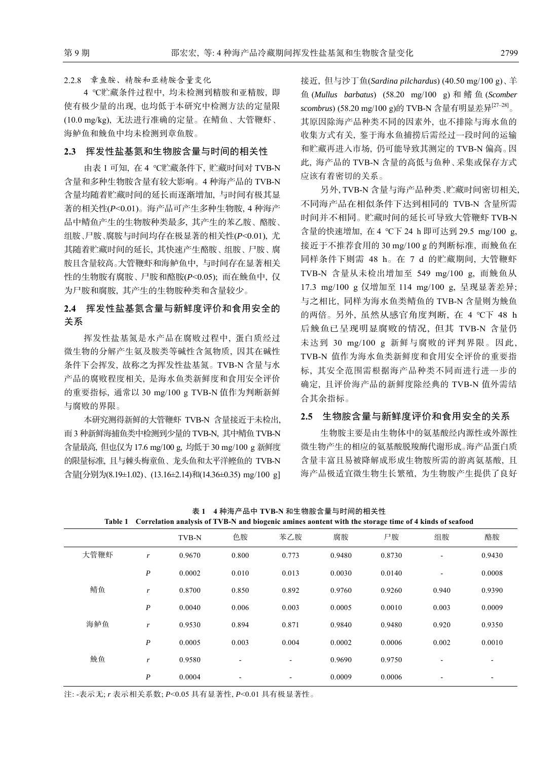#### 2.2.8 章鱼胺、精胺和亚精胺含量变化

4 ℃贮藏条件过程中, 均未检测到精胺和亚精胺, 即使有极少量的出现, 也均低于本研究中检测方法的定量限(10.0 mg/kg), 无法进行准确的定量。在鲭鱼、大管鞭虾、海鲈鱼和鮸鱼中均未检测到章鱼胺。

### 2.3 挥发性盐基氮和生物胺含量与时间的相关性

由表 1 可知, 在 4 ℃贮藏条件下, 贮藏时间对 TVB-N 含量和多种生物胺含量有较大影响。4 种海产品的 TVB-N 含量均随着贮藏时间的延长而逐渐增加, 与时间有极其显著的相关性($P$<0.01)。海产品可产生多种生物胺, 4 种海产品中鲭鱼产生的生物胺种类最多, 其产生的苯乙胺、酪胺、组胺、尸胺、腐胺与时间均存在极显著的相关性($P$<0.01), 尤其随着贮藏时间的延长, 其快速产生酪胺、组胺、尸胺、腐胺且含量较高。大管鞭虾和海鲈鱼中, 与时间存在显著相关性的生物胺有腐胺、尸胺和酪胺($P$<0.05); 而在鮸鱼中, 仅为尸胺和腐胺, 其产生的生物胺种类和含量较少。

### 2.4 挥发性盐基氮含量与新鲜度评价和食用安全的关系

挥发性盐基氮是水产品在腐败过程中, 蛋白质经过微生物的分解产生氨及胺类等碱性含氮物质, 因其在碱性条件下会挥发, 故称之为挥发性盐基氮。TVB-N 含量与水产品的腐败程度相关, 是海水鱼类新鲜度和食用安全评价的重要指标, 通常以 30 mg/100 g TVB-N 值作为判断新鲜与腐败的界限。

本研究测得新鲜的大管鞭虾 TVB-N 含量接近于未检出, 而 3 种新鲜海捕鱼类中检测到少量的 TVB-N, 其中鲭鱼 TVB-N 含量最高, 但也仅为 17.6 mg/100 g, 均低于 30 mg/100 g 新鲜度的限量标准, 且与棘头梅童鱼、龙头鱼和太平洋鲣鱼的 TVB-N 含量[分别为(8.19±1.02)、(13.16±2.14)和(14.36±0.35) mg/100 g]接近, 但与沙丁鱼(*Sardina pilchardus*) (40.50 mg/100 g)、羊鱼 (*Mullus barbatus*) (58.20 mg/100 g) 和鲭鱼 (*Scomber scombrus*) (58.20 mg/100 g)的 TVB-N 含量有明显差异[27–28]。其原因除海产品种类不同的因素外, 也不排除与海水鱼的收集方式有关, 鉴于海水鱼捕捞后需经过一段时间的运输和贮藏再进入市场, 仍可能导致其测定的 TVB-N 偏高。因此, 海产品的 TVB-N 含量的高低与鱼种、采集或保存方式应该有着密切的关系。

另外, TVB-N 含量与海产品种类、贮藏时间密切相关, 不同海产品在相似条件下达到相同的 TVB-N 含量所需时间并不相同。贮藏时间的延长可导致大管鞭虾 TVB-N 含量的快速增加, 在 4 ℃下 24 h 即可达到 29.5 mg/100 g, 接近于不推荐食用的 30 mg/100 g 的判断标准, 而鮸鱼在同样条件下则需 48 h。在 7 d 的贮藏期间, 大管鞭虾 TVB-N 含量从未检出增加至 549 mg/100 g, 而鮸鱼从 17.3 mg/100 g 仅增加至 114 mg/100 g, 呈现显著差异; 与之相比, 同样为海水鱼类鲭鱼的 TVB-N 含量则为鮸鱼的两倍。另外, 虽然从感官角度判断, 在 4 ℃下 48 h 后鮸鱼已呈现明显腐败的情况, 但其 TVB-N 含量仍未达到 30 mg/100 g 新鲜与腐败的评判界限。因此, TVB-N 值作为海水鱼类新鲜度和食用安全评价的重要指标, 其安全范围需根据海产品种类不同而进行进一步的确定, 且评价海产品的新鲜度除经典的 TVB-N 值外需结合其余指标。

### 2.5 生物胺含量与新鲜度评价和食用安全的关系

生物胺主要是由生物体中的氨基酸经内源性或外源性微生物产生的相应的氨基酸脱羧酶代谢形成。海产品蛋白质含量丰富且易被降解成形成生物胺所需的游离氨基酸, 且海产品极适宜微生物生长繁殖, 为生物胺产生提供了良好

表 1 4 种海产品中 TVB-N 和生物胺含量与时间的相关性

Table 1 Correlation analysis of TVB-N and biogenic amines aontent with the storage time of 4 kinds of seafood

| | | TVB-N | 色胺 | 苯乙胺 | 腐胺 | 尸胺 | 组胺 | 酪胺 |
|---|---|---|---|---|---|---|---|---|
| 大管鞭虾 | $r$ | 0.9670 | 0.800 | 0.773 | 0.9480 | 0.8730 | - | 0.9430 |
| | $P$ | 0.0002 | 0.010 | 0.013 | 0.0030 | 0.0140 | - | 0.0008 |
| 鲭鱼 | $r$ | 0.8700 | 0.850 | 0.892 | 0.9760 | 0.9260 | 0.940 | 0.9390 |
| | $P$ | 0.0040 | 0.006 | 0.003 | 0.0005 | 0.0010 | 0.003 | 0.0009 |
| 海鲈鱼 | $r$ | 0.9530 | 0.894 | 0.871 | 0.9840 | 0.9480 | 0.920 | 0.9350 |
| | $P$ | 0.0005 | 0.003 | 0.004 | 0.0002 | 0.0006 | 0.002 | 0.0010 |
| 鮸鱼 | $r$ | 0.9580 | - | - | 0.9690 | 0.9750 | - | - |
| | $P$ | 0.0004 | - | - | 0.0009 | 0.0006 | - | - |

注: -表示无; $r$ 表示相关系数; $P$<0.05 具有显著性, $P$<0.01 具有极显著性。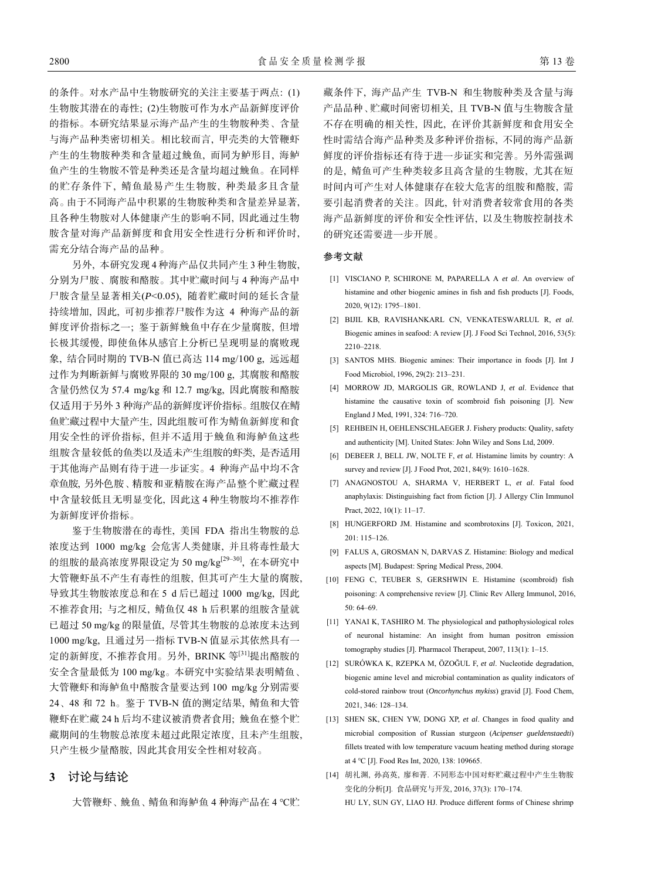的条件。对水产品中生物胺研究的关注主要基于两点: (1)生物胺其潜在的毒性; (2)生物胺可作为水产品新鲜度评价的指标。本研究结果显示海产品产生的生物胺种类、含量与海产品种类密切相关。相比较而言，甲壳类的大管鞭虾产生的生物胺种类和含量超过鮸鱼，而同为鲈形目，海鲈鱼产生的生物胺不管是种类还是含量均超过鮸鱼。在同样的贮存条件下，鲭鱼最易产生生物胺，种类最多且含量高。由于不同海产品中积累的生物胺种类和含量差异显著，且各种生物胺对人体健康产生的影响不同，因此通过生物胺含量对海产品新鲜度和食用安全性进行分析和评价时，需充分结合海产品的品种。

另外，本研究发现4种海产品仅共同产生3种生物胺，分别为尸胺、腐胺和酪胺。其中贮藏时间与4种海产品中尸胺含量呈显著相关($P<0.05$)，随着贮藏时间的延长含量持续增加，因此，可初步推荐尸胺作为这4种海产品的新鲜度评价指标之一；鉴于新鲜鮸鱼中存在少量腐胺，但增长极其缓慢，即使鱼体从感官上分析已呈现明显的腐败现象，结合同时期的TVB-N值已高达114 mg/100 g，远远超过作为判断新鲜与腐败界限的30 mg/100 g，其腐胺和酪胺含量仍然仅为57.4 mg/kg和12.7 mg/kg，因此腐胺和酪胺仅适用于另外3种海产品的新鲜度评价指标。组胺仅在鲭鱼贮藏过程中大量产生，因此组胺可作为鲭鱼新鲜度和食用安全性的评价指标，但并不适用于鮸鱼和海鲈鱼这些组胺含量较低的鱼类以及适未产生组胺的虾类，是否适用于其他海产品则有待于进一步证实。4种海产品中均不含章鱼胺，另外色胺、精胺和亚精胺在海产品整个贮藏过程中含量较低且无明显变化，因此这4种生物胺均不推荐作为新鲜度评价指标。

鉴于生物胺潜在的毒性，美国FDA指出生物胺的总浓度达到1000 mg/kg会危害人类健康，并且将毒性最大的组胺的最高浓度界限设定为50 mg/kg[29–30]，在本研究中大管鞭虾虽不产生有毒性的组胺，但其可产生大量的腐胺，导致其生物胺浓度总和在5 d后已超过1000 mg/kg，因此不推荐食用；与之相反，鲭鱼仅48 h后积累的组胺含量就已超过50 mg/kg的限量值，尽管其生物胺的总浓度未达到1000 mg/kg，且通过另一指标TVB-N值显示其依然具有一定的新鲜度，不推荐食用。另外，BRINK等[31]提出酪胺的安全含量最低为100 mg/kg。本研究中实验结果表明鲭鱼、大管鞭虾和海鲈鱼中酪胺含量要达到100 mg/kg分别需要24、48和72 h。鉴于TVB-N值的测定结果，鲭鱼和大管鞭虾在贮藏24 h后均不建议被消费者食用；鮸鱼在整个贮藏期间的生物胺总浓度未超过此限定浓度，且未产生组胺，只产生极少量酪胺，因此其食用安全性相对较高。

## 3 讨论与结论

大管鞭虾、鮸鱼、鲭鱼和海鲈鱼4种海产品在4 ℃贮藏条件下，海产品产生TVB-N和生物胺种类及含量与海产品品种、贮藏时间密切相关，且TVB-N值与生物胺含量不存在明确的相关性，因此，在评价其新鲜度和食用安全性时需结合海产品种类及多种评价指标，不同的海产品新鲜度的评价指标还有待于进一步证实和完善。另外需强调的是，鲭鱼可产生种类较多且高含量的生物胺，尤其在短时间内可产生对人体健康存在较大危害的组胺和酪胺，需要引起消费者的关注。因此，针对消费者较常食用的各类海产品新鲜度的评价和安全性评估，以及生物胺控制技术的研究还需要进一步开展。

## 参考文献

[1] VISCIANO P, SCHIRONE M, PAPARELLA A *et al*. An overview of histamine and other biogenic amines in fish and fish products [J]. Foods, 2020, 9(12): 1795–1801.

[2] BIJIL KB, RAVISHANKARL CN, VENKATESWARLUL R, *et al*. Biogenic amines in seafood: A review [J]. J Food Sci Technol, 2016, 53(5): 2210–2218.

[3] SANTOS MHS. Biogenic amines: Their importance in foods [J]. Int J Food Microbiol, 1996, 29(2): 213–231.

[4] MORROW JD, MARGOLIS GR, ROWLAND J, *et al*. Evidence that histamine the causative toxin of scombroid fish poisoning [J]. New England J Med, 1991, 324: 716–720.

[5] REHBEIN H, OEHLENSCHLAEGER J. Fishery products: Quality, safety and authenticity [M]. United States: John Wiley and Sons Ltd, 2009.

[6] DEBEER J, BELL JW, NOLTE F, *et al.* Histamine limits by country: A survey and review [J]. J Food Prot, 2021, 84(9): 1610–1628.

[7] ANAGNOSTOU A, SHARMA V, HERBERT L, *et al*. Fatal food anaphylaxis: Distinguishing fact from fiction [J]. J Allergy Clin Immunol Pract, 2022, 10(1): 11–17.

[8] HUNGERFORD JM. Histamine and scombrotoxins [J]. Toxicon, 2021, 201: 115–126.

[9] FALUS A, GROSMAN N, DARVAS Z. Histamine: Biology and medical aspects [M]. Budapest: Spring Medical Press, 2004.

[10] FENG C, TEUBER S, GERSHWIN E. Histamine (scombroid) fish poisoning: A comprehensive review [J]. Clinic Rev Allerg Immunol, 2016, 50: 64–69.

[11] YANAI K, TASHIRO M. The physiological and pathophysiological roles of neuronal histamine: An insight from human positron emission tomography studies [J]. Pharmacol Therapeut, 2007, 113(1): 1–15.

[12] SURÓWKA K, RZEPKA M, ÖZOĞUL F, *et al*. Nucleotide degradation, biogenic amine level and microbial contamination as quality indicators of cold-stored rainbow trout (*Oncorhynchus mykiss*) gravid [J]. Food Chem, 2021, 346: 128–134.

[13] SHEN SK, CHEN YW, DONG XP, *et al*. Changes in food quality and microbial composition of Russian sturgeon (*Acipenser gueldenstaedti*) fillets treated with low temperature vacuum heating method during storage at 4 ℃ [J]. Food Res Int, 2020, 138: 109665.

[14] 胡礼渊, 孙高英, 廖和菁. 不同形态中国对虾贮藏过程中产生生物胺变化的分析[J]. 食品研究与开发, 2016, 37(3): 170–174.
HU LY, SUN GY, LIAO HJ. Produce different forms of Chinese shrimp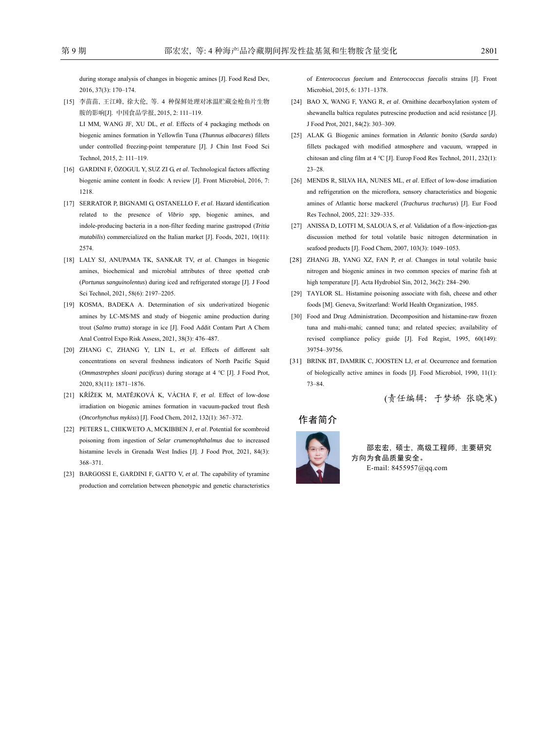during storage analysis of changes in biogenic amines [J]. Food Resd Dev, 2016, 37(3): 170–174.

[15] 李苗苗, 王江峰, 徐大伦, 等. 4 种保鲜处理对冰温贮藏金枪鱼片生物胺的影响[J]. 中国食品学报, 2015, 2: 111–119.
LI MM, WANG JF, XU DL, *et al*. Effects of 4 packaging methods on biogenic amines formation in Yellowfin Tuna (*Thunnus albacares*) fillets under controlled freezing-point temperature [J]. J Chin Inst Food Sci Technol, 2015, 2: 111–119.

[16] GARDINI F, ÖZOGUL Y, SUZ ZI G, *et al*. Technological factors affecting biogenic amine content in foods: A review [J]. Front Microbiol, 2016, 7: 1218.

[17] SERRATOR P, BIGNAMI G, OSTANELLO F, *et al*. Hazard identification related to the presence of *Vibrio* spp, biogenic amines, and indole-producing bacteria in a non-filter feeding marine gastropod (*Tritia mutabilis*) commercialized on the Italian market [J]. Foods, 2021, 10(11): 2574.

[18] LALY SJ, ANUPAMA TK, SANKAR TV, *et al*. Changes in biogenic amines, biochemical and microbial attributes of three spotted crab (*Portunus sanguinolentus*) during iced and refrigerated storage [J]. J Food Sci Technol, 2021, 58(6): 2197–2205.

[19] KOSMA, BADEKA A. Determination of six underivatized biogenic amines by LC-MS/MS and study of biogenic amine production during trout (*Salmo trutta*) storage in ice [J]. Food Addit Contam Part A Chem Anal Control Expo Risk Assess, 2021, 38(3): 476–487.

[20] ZHANG C, ZHANG Y, LIN L, *et al*. Effects of different salt concentrations on several freshness indicators of North Pacific Squid (*Ommastrephes sloani pacificus*) during storage at 4 °C [J]. J Food Prot, 2020, 83(11): 1871–1876.

[21] KŘÍŽEK M, MATĚJKOVÁ K, VÁCHA F, *et al*. Effect of low-dose irradiation on biogenic amines formation in vacuum-packed trout flesh (*Oncorhynchus mykiss*) [J]. Food Chem, 2012, 132(1): 367–372.

[22] PETERS L, CHIKWETO A, MCKIBBEN J, *et al*. Potential for scombroid poisoning from ingestion of *Selar crumenophthalmus* due to increased histamine levels in Grenada West Indies [J]. J Food Prot, 2021, 84(3): 368–371.

[23] BARGOSSI E, GARDINI F, GATTO V, *et al*. The capability of tyramine production and correlation between phenotypic and genetic characteristics of *Enterococcus faecium* and *Enterococcus faecalis* strains [J]. Front Microbiol, 2015, 6: 1371–1378.

[24] BAO X, WANG F, YANG R, *et al*. Ornithine decarboxylation system of shewanella baltica regulates putrescine production and acid resistance [J]. J Food Prot, 2021, 84(2): 303–309.

[25] ALAK G. Biogenic amines formation in *Atlantic bonito* (*Sarda sarda*) fillets packaged with modified atmosphere and vacuum, wrapped in chitosan and cling film at 4 °C [J]. Europ Food Res Technol, 2011, 232(1): 23–28.

[26] MENDS R, SILVA HA, NUNES ML, *et al*. Effect of low-dose irradiation and refrigeration on the microflora, sensory characteristics and biogenic amines of Atlantic horse mackerel (*Trachurus trachurus*) [J]. Eur Food Res Technol, 2005, 221: 329–335.

[27] ANISSA D, LOTFI M, SALOUA S, *et al*. Validation of a flow-injection-gas discussion method for total volatile basic nitrogen determination in seafood products [J]. Food Chem, 2007, 103(3): 1049–1053.

[28] ZHANG JB, YANG XZ, FAN P, *et al*. Changes in total volatile basic nitrogen and biogenic amines in two common species of marine fish at high temperature [J]. Acta Hydrobiol Sin, 2012, 36(2): 284–290.

[29] TAYLOR SL. Histamine poisoning associate with fish, cheese and other foods [M]. Geneva, Switzerland: World Health Organization, 1985.

[30] Food and Drug Administration. Decomposition and histamine-raw frozen tuna and mahi-mahi; canned tuna; and related species; availability of revised compliance policy guide [J]. Fed Regist, 1995, 60(149): 39754–39756.

[31] BRINK BT, DAMRIK C, JOOSTEN LJ, *et al*. Occurrence and formation of biologically active amines in foods [J]. Food Microbiol, 1990, 11(1): 73–84.

(责任编辑: 于梦娇 张晓寒)

## 作者简介

邵宏宏, 硕士, 高级工程师, 主要研究方向为食品质量安全。
E-mail: 8455957@qq.com